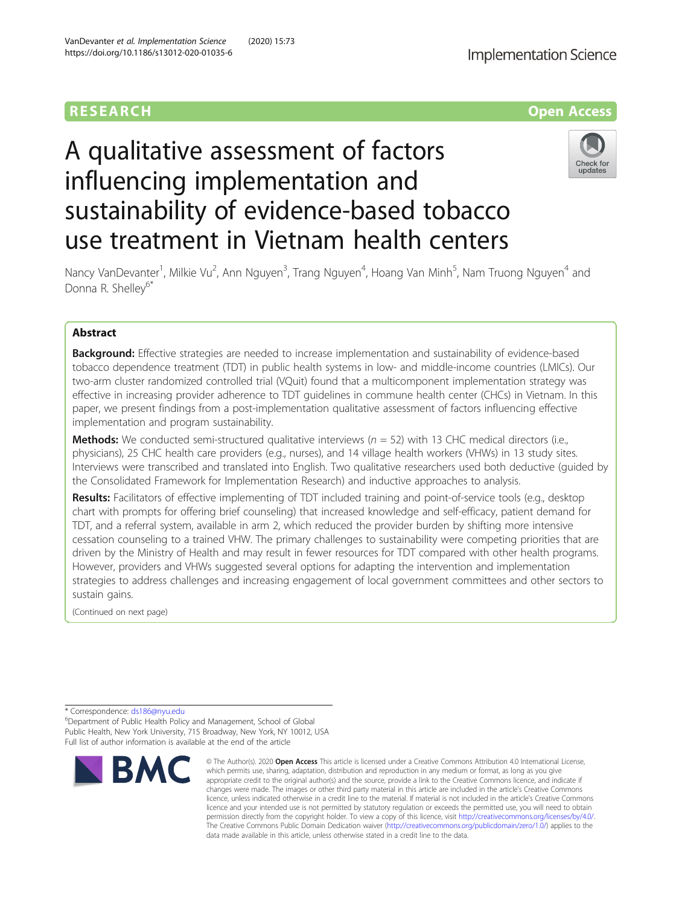RESEARCH

Open Access

# A qualitative assessment of factors influencing implementation and sustainability of evidence-based tobacco use treatment in Vietnam health centers

Nancy VanDevanter[1], Milkie Vu[2], Ann Nguyen[3], Trang Nguyen[4], Hoang Van Minh[5], Nam Truong Nguyen[4] and Donna R. Shelley[6*]

## Abstract

**Background:** Effective strategies are needed to increase implementation and sustainability of evidence-based tobacco dependence treatment (TDT) in public health systems in low- and middle-income countries (LMICs). Our two-arm cluster randomized controlled trial (VQuit) found that a multicomponent implementation strategy was effective in increasing provider adherence to TDT guidelines in commune health center (CHCs) in Vietnam. In this paper, we present findings from a post-implementation qualitative assessment of factors influencing effective implementation and program sustainability.

**Methods:** We conducted semi-structured qualitative interviews ($n$ = 52) with 13 CHC medical directors (i.e., physicians), 25 CHC health care providers (e.g., nurses), and 14 village health workers (VHWs) in 13 study sites. Interviews were transcribed and translated into English. Two qualitative researchers used both deductive (guided by the Consolidated Framework for Implementation Research) and inductive approaches to analysis.

**Results:** Facilitators of effective implementing of TDT included training and point-of-service tools (e.g., desktop chart with prompts for offering brief counseling) that increased knowledge and self-efficacy, patient demand for TDT, and a referral system, available in arm 2, which reduced the provider burden by shifting more intensive cessation counseling to a trained VHW. The primary challenges to sustainability were competing priorities that are driven by the Ministry of Health and may result in fewer resources for TDT compared with other health programs. However, providers and VHWs suggested several options for adapting the intervention and implementation strategies to address challenges and increasing engagement of local government committees and other sectors to sustain gains.

(Continued on next page)

* Correspondence: ds186@nyu.edu

[6]Department of Public Health Policy and Management, School of Global Public Health, New York University, 715 Broadway, New York, NY 10012, USA

Full list of author information is available at the end of the article

© The Author(s). 2020 **Open Access** This article is licensed under a Creative Commons Attribution 4.0 International License, which permits use, sharing, adaptation, distribution and reproduction in any medium or format, as long as you give appropriate credit to the original author(s) and the source, provide a link to the Creative Commons licence, and indicate if changes were made. The images or other third party material in this article are included in the article's Creative Commons licence, unless indicated otherwise in a credit line to the material. If material is not included in the article's Creative Commons licence and your intended use is not permitted by statutory regulation or exceeds the permitted use, you will need to obtain permission directly from the copyright holder. To view a copy of this licence, visit http://creativecommons.org/licenses/by/4.0/. The Creative Commons Public Domain Dedication waiver (http://creativecommons.org/publicdomain/zero/1.0/) applies to the data made available in this article, unless otherwise stated in a credit line to the data.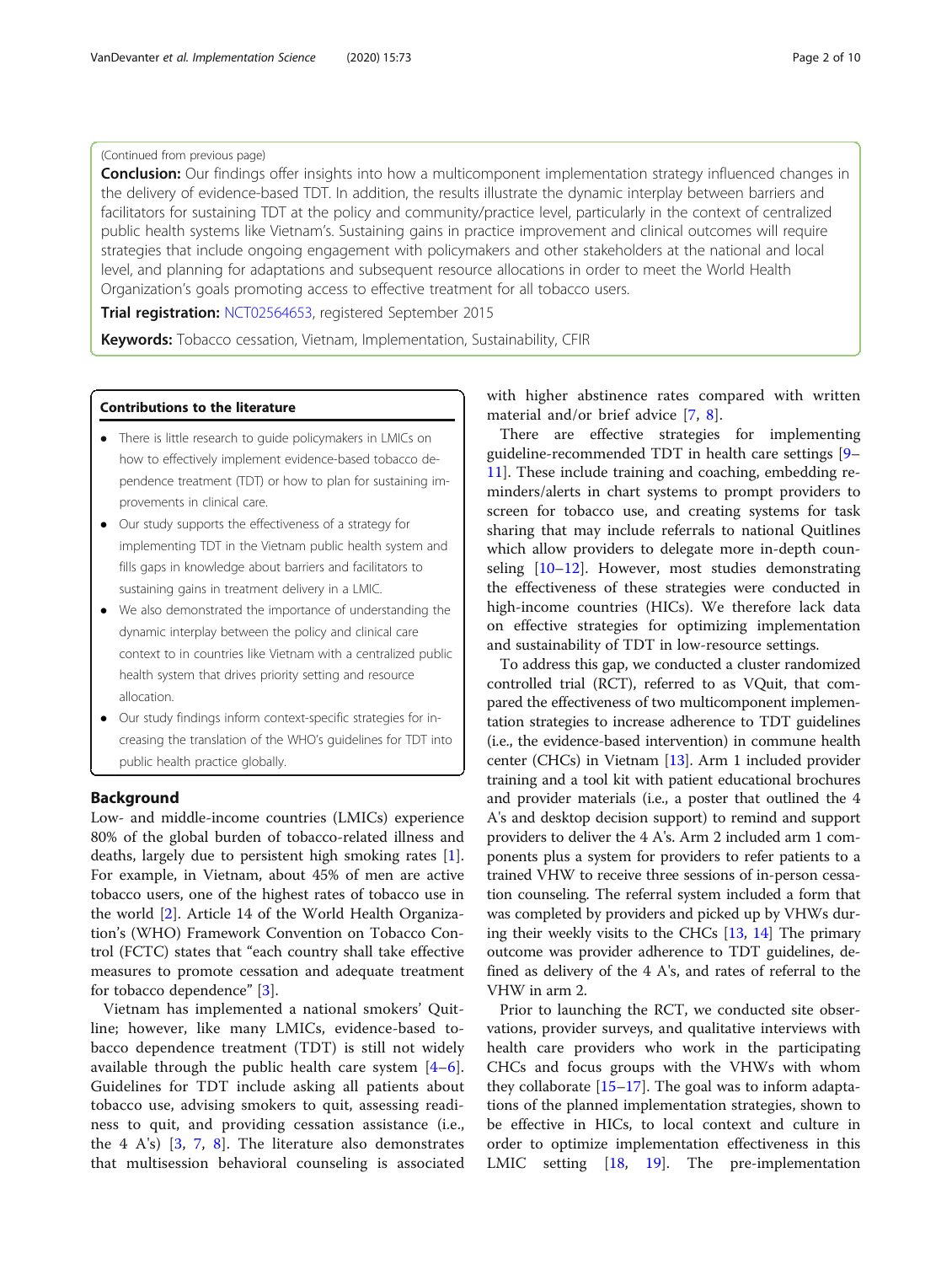(Continued from previous page)

**Conclusion:** Our findings offer insights into how a multicomponent implementation strategy influenced changes in the delivery of evidence-based TDT. In addition, the results illustrate the dynamic interplay between barriers and facilitators for sustaining TDT at the policy and community/practice level, particularly in the context of centralized public health systems like Vietnam's. Sustaining gains in practice improvement and clinical outcomes will require strategies that include ongoing engagement with policymakers and other stakeholders at the national and local level, and planning for adaptations and subsequent resource allocations in order to meet the World Health Organization's goals promoting access to effective treatment for all tobacco users.

**Trial registration:** NCT02564653, registered September 2015

**Keywords:** Tobacco cessation, Vietnam, Implementation, Sustainability, CFIR

**Contributions to the literature**

- There is little research to guide policymakers in LMICs on how to effectively implement evidence-based tobacco dependence treatment (TDT) or how to plan for sustaining improvements in clinical care.
- Our study supports the effectiveness of a strategy for implementing TDT in the Vietnam public health system and fills gaps in knowledge about barriers and facilitators to sustaining gains in treatment delivery in a LMIC.
- We also demonstrated the importance of understanding the dynamic interplay between the policy and clinical care context to in countries like Vietnam with a centralized public health system that drives priority setting and resource allocation.
- Our study findings inform context-specific strategies for increasing the translation of the WHO's guidelines for TDT into public health practice globally.

## Background

Low- and middle-income countries (LMICs) experience 80% of the global burden of tobacco-related illness and deaths, largely due to persistent high smoking rates [1]. For example, in Vietnam, about 45% of men are active tobacco users, one of the highest rates of tobacco use in the world [2]. Article 14 of the World Health Organization's (WHO) Framework Convention on Tobacco Control (FCTC) states that "each country shall take effective measures to promote cessation and adequate treatment for tobacco dependence" [3].

Vietnam has implemented a national smokers' Quitline; however, like many LMICs, evidence-based tobacco dependence treatment (TDT) is still not widely available through the public health care system [4–6]. Guidelines for TDT include asking all patients about tobacco use, advising smokers to quit, assessing readiness to quit, and providing cessation assistance (i.e., the 4 A's) [3, 7, 8]. The literature also demonstrates that multisession behavioral counseling is associated with higher abstinence rates compared with written material and/or brief advice [7, 8].

There are effective strategies for implementing guideline-recommended TDT in health care settings [9–11]. These include training and coaching, embedding reminders/alerts in chart systems to prompt providers to screen for tobacco use, and creating systems for task sharing that may include referrals to national Quitlines which allow providers to delegate more in-depth counseling [10–12]. However, most studies demonstrating the effectiveness of these strategies were conducted in high-income countries (HICs). We therefore lack data on effective strategies for optimizing implementation and sustainability of TDT in low-resource settings.

To address this gap, we conducted a cluster randomized controlled trial (RCT), referred to as VQuit, that compared the effectiveness of two multicomponent implementation strategies to increase adherence to TDT guidelines (i.e., the evidence-based intervention) in commune health center (CHCs) in Vietnam [13]. Arm 1 included provider training and a tool kit with patient educational brochures and provider materials (i.e., a poster that outlined the 4 A's and desktop decision support) to remind and support providers to deliver the 4 A's. Arm 2 included arm 1 components plus a system for providers to refer patients to a trained VHW to receive three sessions of in-person cessation counseling. The referral system included a form that was completed by providers and picked up by VHWs during their weekly visits to the CHCs [13, 14] The primary outcome was provider adherence to TDT guidelines, defined as delivery of the 4 A's, and rates of referral to the VHW in arm 2.

Prior to launching the RCT, we conducted site observations, provider surveys, and qualitative interviews with health care providers who work in the participating CHCs and focus groups with the VHWs with whom they collaborate [15–17]. The goal was to inform adaptations of the planned implementation strategies, shown to be effective in HICs, to local context and culture in order to optimize implementation effectiveness in this LMIC setting [18, 19]. The pre-implementation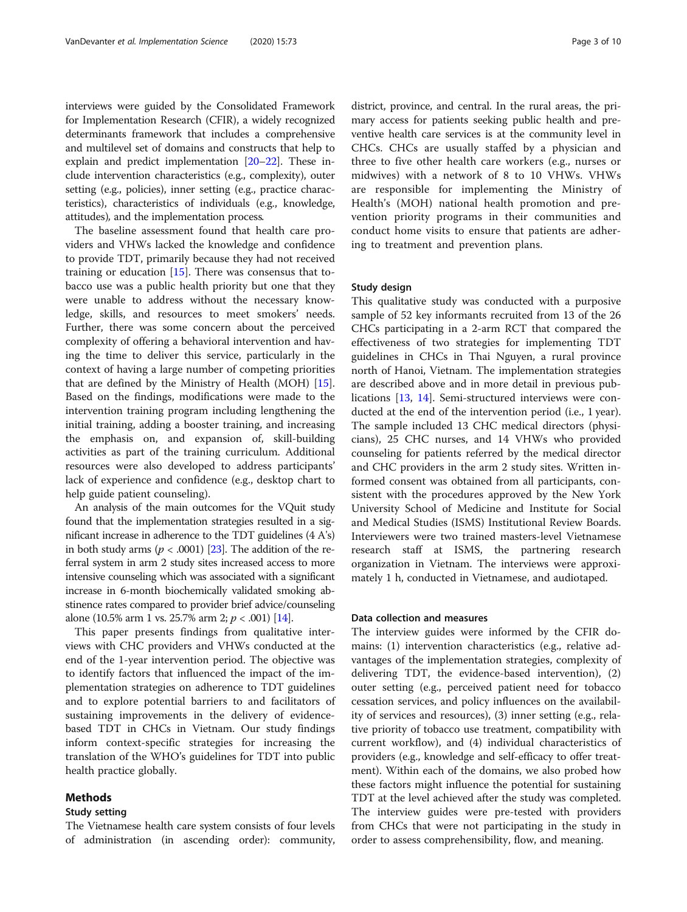interviews were guided by the Consolidated Framework for Implementation Research (CFIR), a widely recognized determinants framework that includes a comprehensive and multilevel set of domains and constructs that help to explain and predict implementation [20–22]. These include intervention characteristics (e.g., complexity), outer setting (e.g., policies), inner setting (e.g., practice characteristics), characteristics of individuals (e.g., knowledge, attitudes), and the implementation process.

The baseline assessment found that health care providers and VHWs lacked the knowledge and confidence to provide TDT, primarily because they had not received training or education [15]. There was consensus that tobacco use was a public health priority but one that they were unable to address without the necessary knowledge, skills, and resources to meet smokers' needs. Further, there was some concern about the perceived complexity of offering a behavioral intervention and having the time to deliver this service, particularly in the context of having a large number of competing priorities that are defined by the Ministry of Health (MOH) [15]. Based on the findings, modifications were made to the intervention training program including lengthening the initial training, adding a booster training, and increasing the emphasis on, and expansion of, skill-building activities as part of the training curriculum. Additional resources were also developed to address participants' lack of experience and confidence (e.g., desktop chart to help guide patient counseling).

An analysis of the main outcomes for the VQuit study found that the implementation strategies resulted in a significant increase in adherence to the TDT guidelines (4 A's) in both study arms ($p < .0001$) [23]. The addition of the referral system in arm 2 study sites increased access to more intensive counseling which was associated with a significant increase in 6-month biochemically validated smoking abstinence rates compared to provider brief advice/counseling alone (10.5% arm 1 vs. 25.7% arm 2; $p < .001$) [14].

This paper presents findings from qualitative interviews with CHC providers and VHWs conducted at the end of the 1-year intervention period. The objective was to identify factors that influenced the impact of the implementation strategies on adherence to TDT guidelines and to explore potential barriers to and facilitators of sustaining improvements in the delivery of evidence-based TDT in CHCs in Vietnam. Our study findings inform context-specific strategies for increasing the translation of the WHO's guidelines for TDT into public health practice globally.

## Methods

### Study setting

The Vietnamese health care system consists of four levels of administration (in ascending order): community, district, province, and central. In the rural areas, the primary access for patients seeking public health and preventive health care services is at the community level in CHCs. CHCs are usually staffed by a physician and three to five other health care workers (e.g., nurses or midwives) with a network of 8 to 10 VHWs. VHWs are responsible for implementing the Ministry of Health's (MOH) national health promotion and prevention priority programs in their communities and conduct home visits to ensure that patients are adhering to treatment and prevention plans.

### Study design

This qualitative study was conducted with a purposive sample of 52 key informants recruited from 13 of the 26 CHCs participating in a 2-arm RCT that compared the effectiveness of two strategies for implementing TDT guidelines in CHCs in Thai Nguyen, a rural province north of Hanoi, Vietnam. The implementation strategies are described above and in more detail in previous publications [13, 14]. Semi-structured interviews were conducted at the end of the intervention period (i.e., 1 year). The sample included 13 CHC medical directors (physicians), 25 CHC nurses, and 14 VHWs who provided counseling for patients referred by the medical director and CHC providers in the arm 2 study sites. Written informed consent was obtained from all participants, consistent with the procedures approved by the New York University School of Medicine and Institute for Social and Medical Studies (ISMS) Institutional Review Boards. Interviewers were two trained masters-level Vietnamese research staff at ISMS, the partnering research organization in Vietnam. The interviews were approximately 1 h, conducted in Vietnamese, and audiotaped.

### Data collection and measures

The interview guides were informed by the CFIR domains: (1) intervention characteristics (e.g., relative advantages of the implementation strategies, complexity of delivering TDT, the evidence-based intervention), (2) outer setting (e.g., perceived patient need for tobacco cessation services, and policy influences on the availability of services and resources), (3) inner setting (e.g., relative priority of tobacco use treatment, compatibility with current workflow), and (4) individual characteristics of providers (e.g., knowledge and self-efficacy to offer treatment). Within each of the domains, we also probed how these factors might influence the potential for sustaining TDT at the level achieved after the study was completed. The interview guides were pre-tested with providers from CHCs that were not participating in the study in order to assess comprehensibility, flow, and meaning.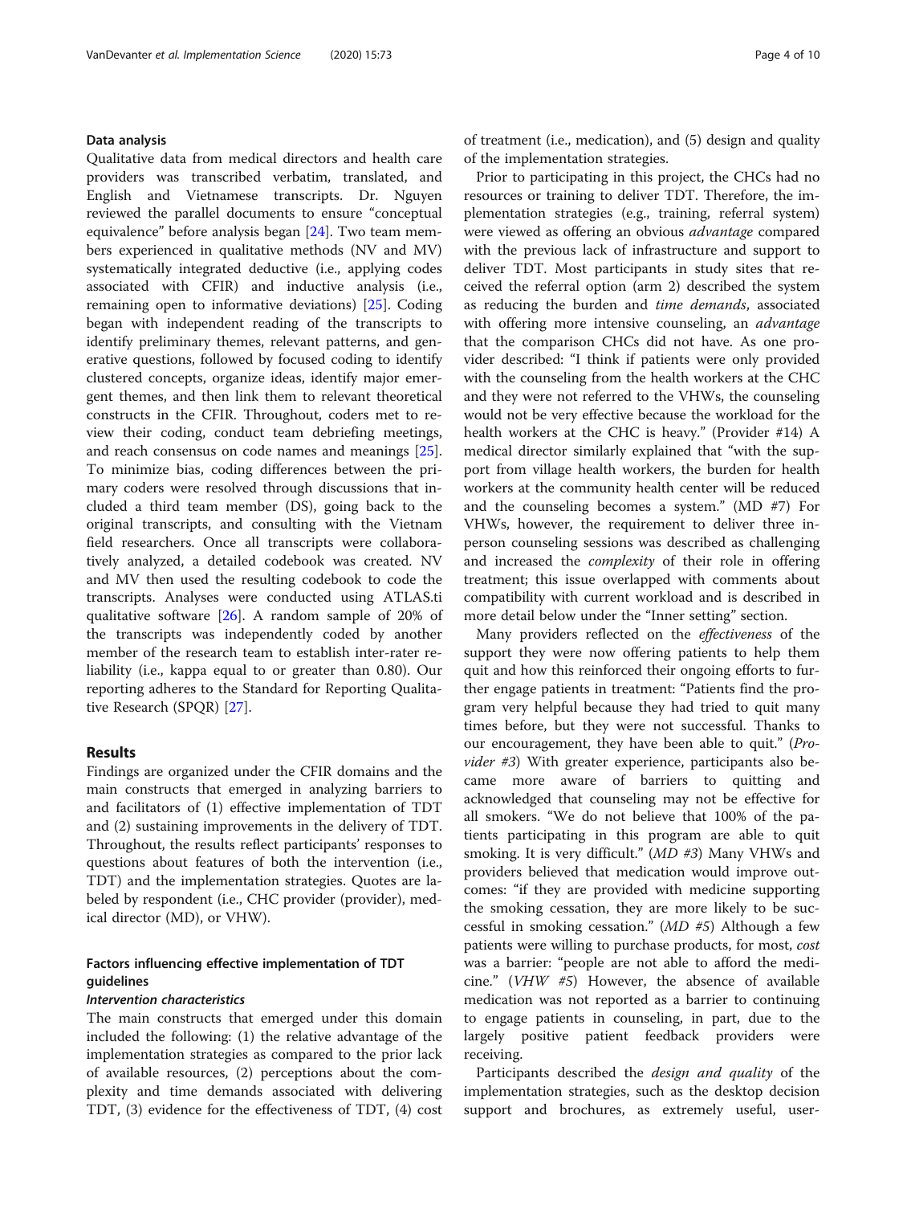### Data analysis

Qualitative data from medical directors and health care providers was transcribed verbatim, translated, and English and Vietnamese transcripts. Dr. Nguyen reviewed the parallel documents to ensure "conceptual equivalence" before analysis began [24]. Two team members experienced in qualitative methods (NV and MV) systematically integrated deductive (i.e., applying codes associated with CFIR) and inductive analysis (i.e., remaining open to informative deviations) [25]. Coding began with independent reading of the transcripts to identify preliminary themes, relevant patterns, and generative questions, followed by focused coding to identify clustered concepts, organize ideas, identify major emergent themes, and then link them to relevant theoretical constructs in the CFIR. Throughout, coders met to review their coding, conduct team debriefing meetings, and reach consensus on code names and meanings [25]. To minimize bias, coding differences between the primary coders were resolved through discussions that included a third team member (DS), going back to the original transcripts, and consulting with the Vietnam field researchers. Once all transcripts were collaboratively analyzed, a detailed codebook was created. NV and MV then used the resulting codebook to code the transcripts. Analyses were conducted using ATLAS.ti qualitative software [26]. A random sample of 20% of the transcripts was independently coded by another member of the research team to establish inter-rater reliability (i.e., kappa equal to or greater than 0.80). Our reporting adheres to the Standard for Reporting Qualitative Research (SPQR) [27].

## Results

Findings are organized under the CFIR domains and the main constructs that emerged in analyzing barriers to and facilitators of (1) effective implementation of TDT and (2) sustaining improvements in the delivery of TDT. Throughout, the results reflect participants' responses to questions about features of both the intervention (i.e., TDT) and the implementation strategies. Quotes are labeled by respondent (i.e., CHC provider (provider), medical director (MD), or VHW).

### Factors influencing effective implementation of TDT guidelines

#### *Intervention characteristics*

The main constructs that emerged under this domain included the following: (1) the relative advantage of the implementation strategies as compared to the prior lack of available resources, (2) perceptions about the complexity and time demands associated with delivering TDT, (3) evidence for the effectiveness of TDT, (4) cost of treatment (i.e., medication), and (5) design and quality of the implementation strategies.

Prior to participating in this project, the CHCs had no resources or training to deliver TDT. Therefore, the implementation strategies (e.g., training, referral system) were viewed as offering an obvious *advantage* compared with the previous lack of infrastructure and support to deliver TDT. Most participants in study sites that received the referral option (arm 2) described the system as reducing the burden and *time demands*, associated with offering more intensive counseling, an *advantage* that the comparison CHCs did not have. As one provider described: "I think if patients were only provided with the counseling from the health workers at the CHC and they were not referred to the VHWs, the counseling would not be very effective because the workload for the health workers at the CHC is heavy." (Provider #14) A medical director similarly explained that "with the support from village health workers, the burden for health workers at the community health center will be reduced and the counseling becomes a system." (MD #7) For VHWs, however, the requirement to deliver three in-person counseling sessions was described as challenging and increased the *complexity* of their role in offering treatment; this issue overlapped with comments about compatibility with current workload and is described in more detail below under the "Inner setting" section.

Many providers reflected on the *effectiveness* of the support they were now offering patients to help them quit and how this reinforced their ongoing efforts to further engage patients in treatment: "Patients find the program very helpful because they had tried to quit many times before, but they were not successful. Thanks to our encouragement, they have been able to quit." (*Provider #3*) With greater experience, participants also became more aware of barriers to quitting and acknowledged that counseling may not be effective for all smokers. "We do not believe that 100% of the patients participating in this program are able to quit smoking. It is very difficult." (*MD #3*) Many VHWs and providers believed that medication would improve outcomes: "if they are provided with medicine supporting the smoking cessation, they are more likely to be successful in smoking cessation." (*MD #5*) Although a few patients were willing to purchase products, for most, *cost* was a barrier: "people are not able to afford the medicine." (*VHW #5*) However, the absence of available medication was not reported as a barrier to continuing to engage patients in counseling, in part, due to the largely positive patient feedback providers were receiving.

Participants described the *design and quality* of the implementation strategies, such as the desktop decision support and brochures, as extremely useful, user-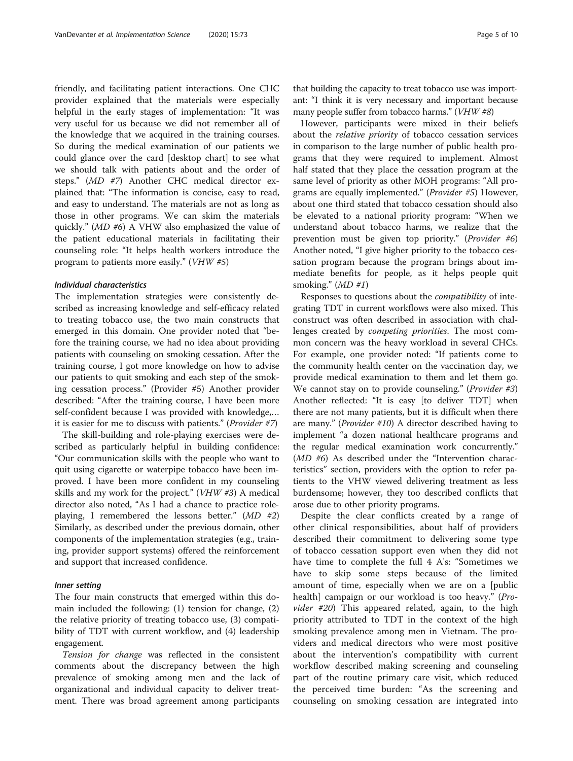friendly, and facilitating patient interactions. One CHC provider explained that the materials were especially helpful in the early stages of implementation: "It was very useful for us because we did not remember all of the knowledge that we acquired in the training courses. So during the medical examination of our patients we could glance over the card [desktop chart] to see what we should talk with patients about and the order of steps." (*MD #7*) Another CHC medical director explained that: "The information is concise, easy to read, and easy to understand. The materials are not as long as those in other programs. We can skim the materials quickly." (*MD #6*) A VHW also emphasized the value of the patient educational materials in facilitating their counseling role: "It helps health workers introduce the program to patients more easily." (*VHW #5*)

#### *Individual characteristics*

The implementation strategies were consistently described as increasing knowledge and self-efficacy related to treating tobacco use, the two main constructs that emerged in this domain. One provider noted that "before the training course, we had no idea about providing patients with counseling on smoking cessation. After the training course, I got more knowledge on how to advise our patients to quit smoking and each step of the smoking cessation process." (Provider #5) Another provider described: "After the training course, I have been more self-confident because I was provided with knowledge,… it is easier for me to discuss with patients." (*Provider #7*)

The skill-building and role-playing exercises were described as particularly helpful in building confidence: "Our communication skills with the people who want to quit using cigarette or waterpipe tobacco have been improved. I have been more confident in my counseling skills and my work for the project." (*VHW #3*) A medical director also noted, "As I had a chance to practice role-playing, I remembered the lessons better." (*MD #2*) Similarly, as described under the previous domain, other components of the implementation strategies (e.g., training, provider support systems) offered the reinforcement and support that increased confidence.

#### *Inner setting*

The four main constructs that emerged within this domain included the following: (1) tension for change, (2) the relative priority of treating tobacco use, (3) compatibility of TDT with current workflow, and (4) leadership engagement.

*Tension for change* was reflected in the consistent comments about the discrepancy between the high prevalence of smoking among men and the lack of organizational and individual capacity to deliver treatment. There was broad agreement among participants that building the capacity to treat tobacco use was important: "I think it is very necessary and important because many people suffer from tobacco harms." (*VHW #8*)

However, participants were mixed in their beliefs about the *relative priority* of tobacco cessation services in comparison to the large number of public health programs that they were required to implement. Almost half stated that they place the cessation program at the same level of priority as other MOH programs: "All programs are equally implemented." (*Provider #5*) However, about one third stated that tobacco cessation should also be elevated to a national priority program: "When we understand about tobacco harms, we realize that the prevention must be given top priority." (*Provider #6*) Another noted, "I give higher priority to the tobacco cessation program because the program brings about immediate benefits for people, as it helps people quit smoking." (*MD #1*)

Responses to questions about the *compatibility* of integrating TDT in current workflows were also mixed. This construct was often described in association with challenges created by *competing priorities*. The most common concern was the heavy workload in several CHCs. For example, one provider noted: "If patients come to the community health center on the vaccination day, we provide medical examination to them and let them go. We cannot stay on to provide counseling." (*Provider #3*) Another reflected: "It is easy [to deliver TDT] when there are not many patients, but it is difficult when there are many." (*Provider #10*) A director described having to implement "a dozen national healthcare programs and the regular medical examination work concurrently." (*MD #6*) As described under the "Intervention characteristics" section, providers with the option to refer patients to the VHW viewed delivering treatment as less burdensome; however, they too described conflicts that arose due to other priority programs.

Despite the clear conflicts created by a range of other clinical responsibilities, about half of providers described their commitment to delivering some type of tobacco cessation support even when they did not have time to complete the full 4 A's: "Sometimes we have to skip some steps because of the limited amount of time, especially when we are on a [public health] campaign or our workload is too heavy." (*Provider #20*) This appeared related, again, to the high priority attributed to TDT in the context of the high smoking prevalence among men in Vietnam. The providers and medical directors who were most positive about the intervention's compatibility with current workflow described making screening and counseling part of the routine primary care visit, which reduced the perceived time burden: "As the screening and counseling on smoking cessation are integrated into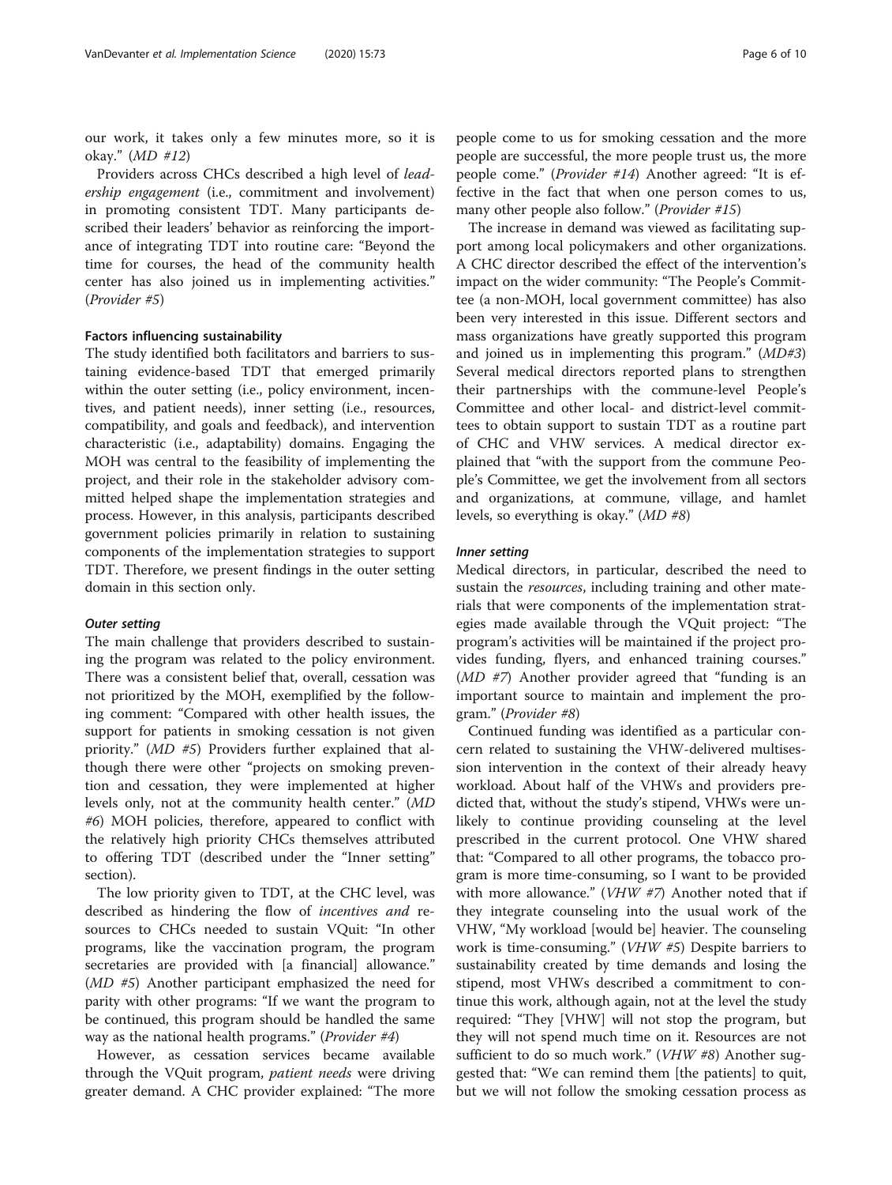our work, it takes only a few minutes more, so it is okay." (*MD #12*)

Providers across CHCs described a high level of *leadership engagement* (i.e., commitment and involvement) in promoting consistent TDT. Many participants described their leaders' behavior as reinforcing the importance of integrating TDT into routine care: "Beyond the time for courses, the head of the community health center has also joined us in implementing activities." (*Provider #5*)

### Factors influencing sustainability

The study identified both facilitators and barriers to sustaining evidence-based TDT that emerged primarily within the outer setting (i.e., policy environment, incentives, and patient needs), inner setting (i.e., resources, compatibility, and goals and feedback), and intervention characteristic (i.e., adaptability) domains. Engaging the MOH was central to the feasibility of implementing the project, and their role in the stakeholder advisory committed helped shape the implementation strategies and process. However, in this analysis, participants described government policies primarily in relation to sustaining components of the implementation strategies to support TDT. Therefore, we present findings in the outer setting domain in this section only.

#### *Outer setting*

The main challenge that providers described to sustaining the program was related to the policy environment. There was a consistent belief that, overall, cessation was not prioritized by the MOH, exemplified by the following comment: "Compared with other health issues, the support for patients in smoking cessation is not given priority." (*MD #5*) Providers further explained that although there were other "projects on smoking prevention and cessation, they were implemented at higher levels only, not at the community health center." (*MD #6*) MOH policies, therefore, appeared to conflict with the relatively high priority CHCs themselves attributed to offering TDT (described under the "Inner setting" section).

The low priority given to TDT, at the CHC level, was described as hindering the flow of *incentives and resources* to CHCs needed to sustain VQuit: "In other programs, like the vaccination program, the program secretaries are provided with [a financial] allowance." (*MD #5*) Another participant emphasized the need for parity with other programs: "If we want the program to be continued, this program should be handled the same way as the national health programs." (*Provider #4*)

However, as cessation services became available through the VQuit program, *patient needs* were driving greater demand. A CHC provider explained: "The more people come to us for smoking cessation and the more people are successful, the more people trust us, the more people come." (*Provider #14*) Another agreed: "It is effective in the fact that when one person comes to us, many other people also follow." (*Provider #15*)

The increase in demand was viewed as facilitating support among local policymakers and other organizations. A CHC director described the effect of the intervention's impact on the wider community: "The People's Committee (a non-MOH, local government committee) has also been very interested in this issue. Different sectors and mass organizations have greatly supported this program and joined us in implementing this program." (*MD#3*) Several medical directors reported plans to strengthen their partnerships with the commune-level People's Committee and other local- and district-level committees to obtain support to sustain TDT as a routine part of CHC and VHW services. A medical director explained that "with the support from the commune People's Committee, we get the involvement from all sectors and organizations, at commune, village, and hamlet levels, so everything is okay." (*MD #8*)

#### *Inner setting*

Medical directors, in particular, described the need to sustain the *resources*, including training and other materials that were components of the implementation strategies made available through the VQuit project: "The program's activities will be maintained if the project provides funding, flyers, and enhanced training courses." (*MD #7*) Another provider agreed that "funding is an important source to maintain and implement the program." (*Provider #8*)

Continued funding was identified as a particular concern related to sustaining the VHW-delivered multisession intervention in the context of their already heavy workload. About half of the VHWs and providers predicted that, without the study's stipend, VHWs were unlikely to continue providing counseling at the level prescribed in the current protocol. One VHW shared that: "Compared to all other programs, the tobacco program is more time-consuming, so I want to be provided with more allowance." (*VHW #7*) Another noted that if they integrate counseling into the usual work of the VHW, "My workload [would be] heavier. The counseling work is time-consuming." (*VHW #5*) Despite barriers to sustainability created by time demands and losing the stipend, most VHWs described a commitment to continue this work, although again, not at the level the study required: "They [VHW] will not stop the program, but they will not spend much time on it. Resources are not sufficient to do so much work." (*VHW #8*) Another suggested that: "We can remind them [the patients] to quit, but we will not follow the smoking cessation process as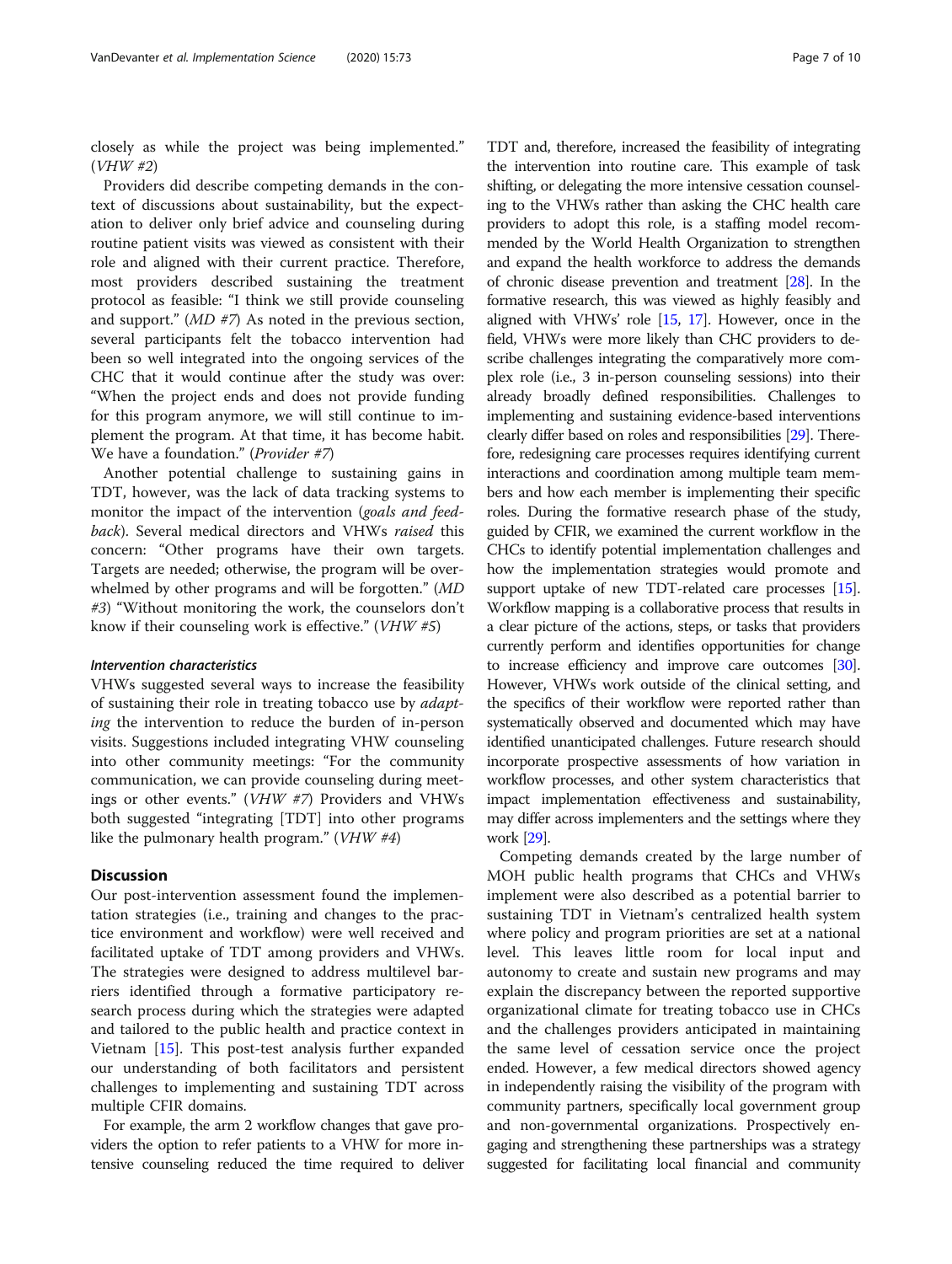closely as while the project was being implemented." (*VHW #2*)

Providers did describe competing demands in the context of discussions about sustainability, but the expectation to deliver only brief advice and counseling during routine patient visits was viewed as consistent with their role and aligned with their current practice. Therefore, most providers described sustaining the treatment protocol as feasible: "I think we still provide counseling and support." (*MD #7*) As noted in the previous section, several participants felt the tobacco intervention had been so well integrated into the ongoing services of the CHC that it would continue after the study was over: "When the project ends and does not provide funding for this program anymore, we will still continue to implement the program. At that time, it has become habit. We have a foundation." (*Provider #7*)

Another potential challenge to sustaining gains in TDT, however, was the lack of data tracking systems to monitor the impact of the intervention (*goals and feedback*). Several medical directors and VHWs *raised* this concern: "Other programs have their own targets. Targets are needed; otherwise, the program will be overwhelmed by other programs and will be forgotten." (*MD #3*) "Without monitoring the work, the counselors don't know if their counseling work is effective." (*VHW #5*)

#### *Intervention characteristics*

VHWs suggested several ways to increase the feasibility of sustaining their role in treating tobacco use by *adapting* the intervention to reduce the burden of in-person visits. Suggestions included integrating VHW counseling into other community meetings: "For the community communication, we can provide counseling during meetings or other events." (*VHW #7*) Providers and VHWs both suggested "integrating [TDT] into other programs like the pulmonary health program." (*VHW #4*)

## Discussion

Our post-intervention assessment found the implementation strategies (i.e., training and changes to the practice environment and workflow) were well received and facilitated uptake of TDT among providers and VHWs. The strategies were designed to address multilevel barriers identified through a formative participatory research process during which the strategies were adapted and tailored to the public health and practice context in Vietnam [15]. This post-test analysis further expanded our understanding of both facilitators and persistent challenges to implementing and sustaining TDT across multiple CFIR domains.

For example, the arm 2 workflow changes that gave providers the option to refer patients to a VHW for more intensive counseling reduced the time required to deliver TDT and, therefore, increased the feasibility of integrating the intervention into routine care. This example of task shifting, or delegating the more intensive cessation counseling to the VHWs rather than asking the CHC health care providers to adopt this role, is a staffing model recommended by the World Health Organization to strengthen and expand the health workforce to address the demands of chronic disease prevention and treatment [28]. In the formative research, this was viewed as highly feasibly and aligned with VHWs' role [15, 17]. However, once in the field, VHWs were more likely than CHC providers to describe challenges integrating the comparatively more complex role (i.e., 3 in-person counseling sessions) into their already broadly defined responsibilities. Challenges to implementing and sustaining evidence-based interventions clearly differ based on roles and responsibilities [29]. Therefore, redesigning care processes requires identifying current interactions and coordination among multiple team members and how each member is implementing their specific roles. During the formative research phase of the study, guided by CFIR, we examined the current workflow in the CHCs to identify potential implementation challenges and how the implementation strategies would promote and support uptake of new TDT-related care processes [15]. Workflow mapping is a collaborative process that results in a clear picture of the actions, steps, or tasks that providers currently perform and identifies opportunities for change to increase efficiency and improve care outcomes [30]. However, VHWs work outside of the clinical setting, and the specifics of their workflow were reported rather than systematically observed and documented which may have identified unanticipated challenges. Future research should incorporate prospective assessments of how variation in workflow processes, and other system characteristics that impact implementation effectiveness and sustainability, may differ across implementers and the settings where they work [29].

Competing demands created by the large number of MOH public health programs that CHCs and VHWs implement were also described as a potential barrier to sustaining TDT in Vietnam's centralized health system where policy and program priorities are set at a national level. This leaves little room for local input and autonomy to create and sustain new programs and may explain the discrepancy between the reported supportive organizational climate for treating tobacco use in CHCs and the challenges providers anticipated in maintaining the same level of cessation service once the project ended. However, a few medical directors showed agency in independently raising the visibility of the program with community partners, specifically local government group and non-governmental organizations. Prospectively engaging and strengthening these partnerships was a strategy suggested for facilitating local financial and community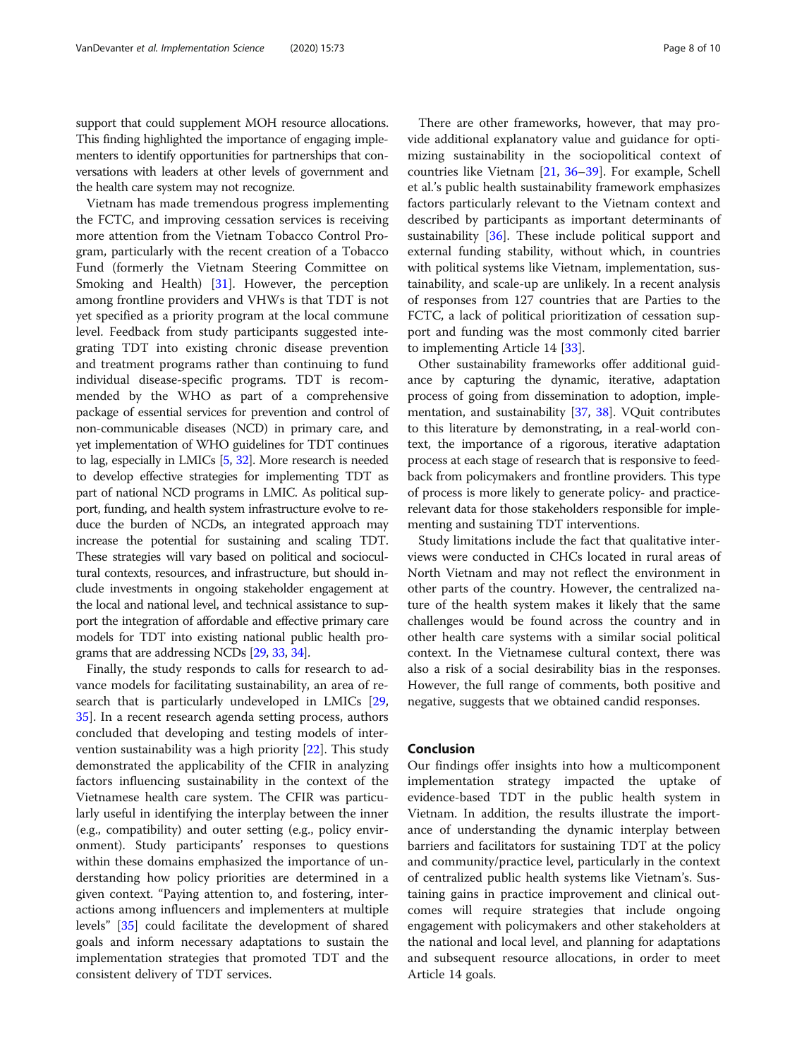support that could supplement MOH resource allocations. This finding highlighted the importance of engaging implementers to identify opportunities for partnerships that conversations with leaders at other levels of government and the health care system may not recognize.

Vietnam has made tremendous progress implementing the FCTC, and improving cessation services is receiving more attention from the Vietnam Tobacco Control Program, particularly with the recent creation of a Tobacco Fund (formerly the Vietnam Steering Committee on Smoking and Health) [31]. However, the perception among frontline providers and VHWs is that TDT is not yet specified as a priority program at the local commune level. Feedback from study participants suggested integrating TDT into existing chronic disease prevention and treatment programs rather than continuing to fund individual disease-specific programs. TDT is recommended by the WHO as part of a comprehensive package of essential services for prevention and control of non-communicable diseases (NCD) in primary care, and yet implementation of WHO guidelines for TDT continues to lag, especially in LMICs [5, 32]. More research is needed to develop effective strategies for implementing TDT as part of national NCD programs in LMIC. As political support, funding, and health system infrastructure evolve to reduce the burden of NCDs, an integrated approach may increase the potential for sustaining and scaling TDT. These strategies will vary based on political and sociocultural contexts, resources, and infrastructure, but should include investments in ongoing stakeholder engagement at the local and national level, and technical assistance to support the integration of affordable and effective primary care models for TDT into existing national public health programs that are addressing NCDs [29, 33, 34].

Finally, the study responds to calls for research to advance models for facilitating sustainability, an area of research that is particularly undeveloped in LMICs [29, 35]. In a recent research agenda setting process, authors concluded that developing and testing models of intervention sustainability was a high priority [22]. This study demonstrated the applicability of the CFIR in analyzing factors influencing sustainability in the context of the Vietnamese health care system. The CFIR was particularly useful in identifying the interplay between the inner (e.g., compatibility) and outer setting (e.g., policy environment). Study participants' responses to questions within these domains emphasized the importance of understanding how policy priorities are determined in a given context. "Paying attention to, and fostering, interactions among influencers and implementers at multiple levels" [35] could facilitate the development of shared goals and inform necessary adaptations to sustain the implementation strategies that promoted TDT and the consistent delivery of TDT services.

There are other frameworks, however, that may provide additional explanatory value and guidance for optimizing sustainability in the sociopolitical context of countries like Vietnam [21, 36–39]. For example, Schell et al.'s public health sustainability framework emphasizes factors particularly relevant to the Vietnam context and described by participants as important determinants of sustainability [36]. These include political support and external funding stability, without which, in countries with political systems like Vietnam, implementation, sustainability, and scale-up are unlikely. In a recent analysis of responses from 127 countries that are Parties to the FCTC, a lack of political prioritization of cessation support and funding was the most commonly cited barrier to implementing Article 14 [33].

Other sustainability frameworks offer additional guidance by capturing the dynamic, iterative, adaptation process of going from dissemination to adoption, implementation, and sustainability [37, 38]. VQuit contributes to this literature by demonstrating, in a real-world context, the importance of a rigorous, iterative adaptation process at each stage of research that is responsive to feedback from policymakers and frontline providers. This type of process is more likely to generate policy- and practice-relevant data for those stakeholders responsible for implementing and sustaining TDT interventions.

Study limitations include the fact that qualitative interviews were conducted in CHCs located in rural areas of North Vietnam and may not reflect the environment in other parts of the country. However, the centralized nature of the health system makes it likely that the same challenges would be found across the country and in other health care systems with a similar social political context. In the Vietnamese cultural context, there was also a risk of a social desirability bias in the responses. However, the full range of comments, both positive and negative, suggests that we obtained candid responses.

## Conclusion

Our findings offer insights into how a multicomponent implementation strategy impacted the uptake of evidence-based TDT in the public health system in Vietnam. In addition, the results illustrate the importance of understanding the dynamic interplay between barriers and facilitators for sustaining TDT at the policy and community/practice level, particularly in the context of centralized public health systems like Vietnam's. Sustaining gains in practice improvement and clinical outcomes will require strategies that include ongoing engagement with policymakers and other stakeholders at the national and local level, and planning for adaptations and subsequent resource allocations, in order to meet Article 14 goals.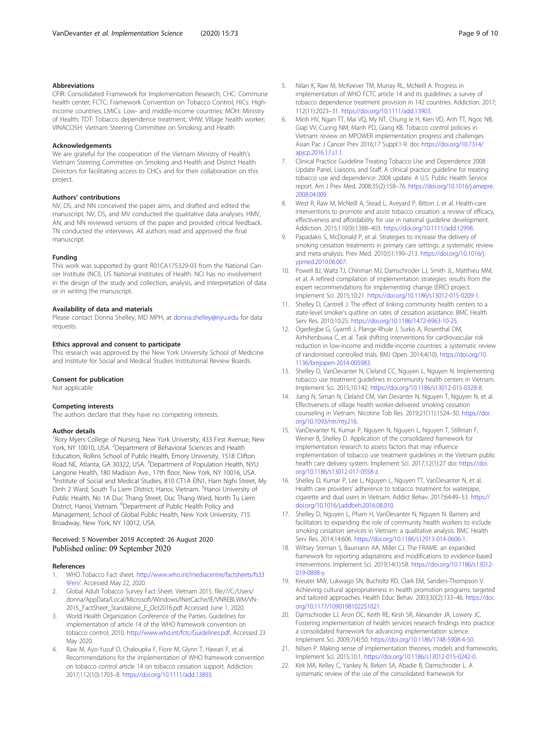### Abbreviations

CFIR: Consolidated Framework for Implementation Research; CHC: Commune health center; FCTC: Framework Convention on Tobacco Control; HICs: High-income countries; LMICs: Low- and middle-income countries; MOH: Ministry of Health; TDT: Tobacco dependence treatment; VHW: Village health worker; VINACOSH: Vietnam Steering Committee on Smoking and Health

### Acknowledgements

We are grateful for the cooperation of the Vietnam Ministry of Health's Vietnam Steering Committee on Smoking and Health and District Health Directors for facilitating access to CHCs and for their collaboration on this project.

### Authors' contributions

NV, DS, and NN conceived the paper aims, and drafted and edited the manuscript. NV, DS, and MV conducted the qualitative data analyses. HMV, AN, and NN reviewed versions of the paper and provided critical feedback. TN conducted the interviews. All authors read and approved the final manuscript.

### Funding

This work was supported by grant R01CA175329-03 from the National Cancer Institute (NCI), US National Institutes of Health. NCI has no involvement in the design of the study and collection, analysis, and interpretation of data or in writing the manuscript.

### Availability of data and materials

Please contact Donna Shelley, MD MPH, at donna.shelley@nyu.edu for data requests.

### Ethics approval and consent to participate

This research was approved by the New York University School of Medicine and Institute for Social and Medical Studies Institutional Review Boards.

### Consent for publication

Not applicable

### Competing interests

The authors declare that they have no competing interests.

### Author details

[1]Rory Myers College of Nursing, New York University, 433 First Avenue, New York, NY 10010, USA. [2]Department of Behavioral Sciences and Health Education, Rollins School of Public Health, Emory University, 1518 Clifton Road NE, Atlanta, GA 30322, USA. [3]Department of Population Health, NYU Langone Health, 180 Madison Ave., 17th floor, New York, NY 10016, USA. [4]Institute of Social and Medical Studies, 810 CT1A ĐN1, Ham Nghi Street, My Dinh 2 Ward, South Tu Liem District, Hanoi, Vietnam. [5]Hanoi University of Public Health, No 1A Duc Thang Street, Duc Thang Ward, North Tu Liem District, Hanoi, Vietnam. [6]Department of Public Health Policy and Management, School of Global Public Health, New York University, 715 Broadway, New York, NY 10012, USA.

Received: 5 November 2019 Accepted: 26 August 2020
Published online: 09 September 2020

### References

1. WHO Tobacco Fact sheet. http://www.who.int/mediacentre/factsheets/fs339/en/. Accessed May 22, 2020.
2. Global Adult Tobacco Survey Fact Sheet. Vietnam 2015. file:///C:/Users/donna/AppData/Local/Microsoft/Windows/INetCache/IE/VNREBLWM/VN-2015_FactSheet_Standalone_E_Oct2016.pdf Accessed June 1, 2020.
3. World Health Organization Conference of the Parties. Guidelines for implementation of article 14 of the WHO framework convention on tobacco control; 2010. http://www.who.int/fctc/Guidelines.pdf, Accessed 23 May 2020.
4. Raw M, Ayo-Yusuf O, Chaloupka F, Fiore M, Glynn T, Hawari F, et al. Recommendations for the implementation of WHO framework convention on tobacco control article 14 on tobacco cessation support. Addiction. 2017;112(10):1703–8. https://doi.org/10.1111/add.13893.
5. Nilan K, Raw M, McKeever TM, Murray RL, McNeill A. Progress in implementation of WHO FCTC article 14 and its guidelines: a survey of tobacco dependence treatment provision in 142 countries. Addiction. 2017;112(11):2023–31. https://doi.org/10.1111/add.13903.
6. Minh HV, Ngan TT, Mai VQ, My NT, Chung le H, Kien VD, Anh TT, Ngoc NB, Giap VV, Cuong NM, Manh PD, Giang KB. Tobacco control policies in Vietnam: review on MPOWER implementation progress and challenges. Asian Pac J Cancer Prev 2016;17 Suppl:1-9. doi: https://doi.org/10.7314/apjcp.2016.17.s1.1.
7. Clinical Practice Guideline Treating Tobacco Use and Dependence 2008 Update Panel, Liaisons, and Staff. A clinical practice guideline for treating tobacco use and dependence: 2008 update. A U.S. Public Health Service report. Am J Prev Med. 2008;35(2):158–76. https://doi.org/10.1016/j.amepre.2008.04.009.
8. West R, Raw M, McNeill A, Stead L, Aveyard P, Bitton J, et al. Health-care interventions to promote and assist tobacco cessation: a review of efficacy, effectiveness and affordability for use in national guideline development. Addiction. 2015;110(9):1388–403. https://doi.org/10.1111/add.12998.
9. Papadakis S, McDonald P, et al. Strategies to increase the delivery of smoking cessation treatments in primary care settings: a systematic review and meta-analysis. Prev Med. 2010;51:199–213. https://doi.org/10.1016/j.ypmed.2010.06.007.
10. Powell BJ, Waltz TJ, Chinman MJ, Damschroder LJ, Smith JL, Matthieu MM, et al. A refined compilation of implementation strategies: results from the expert recommendations for implementing change (ERIC) project. Implement Sci. 2015;10:21. https://doi.org/10.1186/s13012-015-0209-1.
11. Shelley D, Cantrell J. The effect of linking community health centers to a state-level smoker's quitline on rates of cessation assistance. BMC Health Serv Res. 2010;10:25. https://doi.org/10.1186/1472-6963-10-25.
12. Ogedegbe G, Gyamfi J, Plange-Rhule J, Surkis A, Rosenthal DM, Airhihenbuwa C, et al. Task shifting interventions for cardiovascular risk reduction in low-income and middle-income countries: a systematic review of randomised controlled trials. BMJ Open. 2014;4(10). https://doi.org/10.1136/bmjopen-2014-005983.
13. Shelley D, VanDevanter N, Cleland CC, Nguyen L, Nguyen N. Implementing tobacco use treatment guidelines in community health centers in Vietnam. Implement Sci. 2015;10:142. https://doi.org/10.1186/s13012-015-0328-8.
14. Jiang N, Siman N, Cleland CM, Van Devanter N, Nguyen T, Nguyen N, et al. Effectiveness of village health worker-delivered smoking cessation counseling in Vietnam. Nicotine Tob Res. 2019;21(11):1524–30. https://doi.org/10.1093/ntr/nty216.
15. VanDevanter N, Kumar P, Nguyen N, Nguyen L, Nguyen T, Stillman F, Weiner B, Shelley D. Application of the consolidated framework for implementation research to assess factors that may influence implementation of tobacco use treatment guidelines in the Vietnam public health care delivery system. Implement Sci. 2017;12(1):27 doi: https://doi.org/10.1186/s13012-017-0558-z.
16. Shelley D, Kumar P, Lee L, Nguyen L, Nguyen TT, VanDevanter N, et al. Health care providers' adherence to tobacco treatment for waterpipe, cigarette and dual users in Vietnam. Addict Behav. 2017;64:49–53. https://doi.org/10.1016/j.addbeh.2016.08.010.
17. Shelley D, Nguyen L, Pham H, VanDevanter N, Nguyen N. Barriers and facilitators to expanding the role of community health workers to include smoking cessation services in Vietnam: a qualitative analysis. BMC Health Serv Res. 2014;14:606. https://doi.org/10.1186/s12913-014-0606-1.
18. Wiltsey Stirman S, Baumann AA, Miller CJ. The FRAME: an expanded framework for reporting adaptations and modifications to evidence-based interventions. Implement Sci. 2019;14(1):58. https://doi.org/10.1186/s13012-019-0898-y.
19. Kreuter MW, Lukwago SN, Bucholtz RD, Clark EM, Sanders-Thompson V. Achieving cultural appropriateness in health promotion programs: targeted and tailored approaches. Health Educ Behav. 2003;30(2):133–46. https://doi.org/10.1177/1090198102251021.
20. Damschroder LJ, Aron DC, Keith RE, Kirsh SR, Alexander JA, Lowery JC. Fostering implementation of health services research findings into practice: a consolidated framework for advancing implementation science. Implement Sci. 2009;7(4):50. https://doi.org/10.1186/1748-5908-4-50.
21. Nilsen P. Making sense of implementation theories, models and frameworks. Implement Sci. 2015;10:1. https://doi.org/10.1186/s13012-015-0242-0.
22. Kirk MA, Kelley C, Yankey N, Birken SA, Abadie B, Damschroder L. A systematic review of the use of the consolidated framework for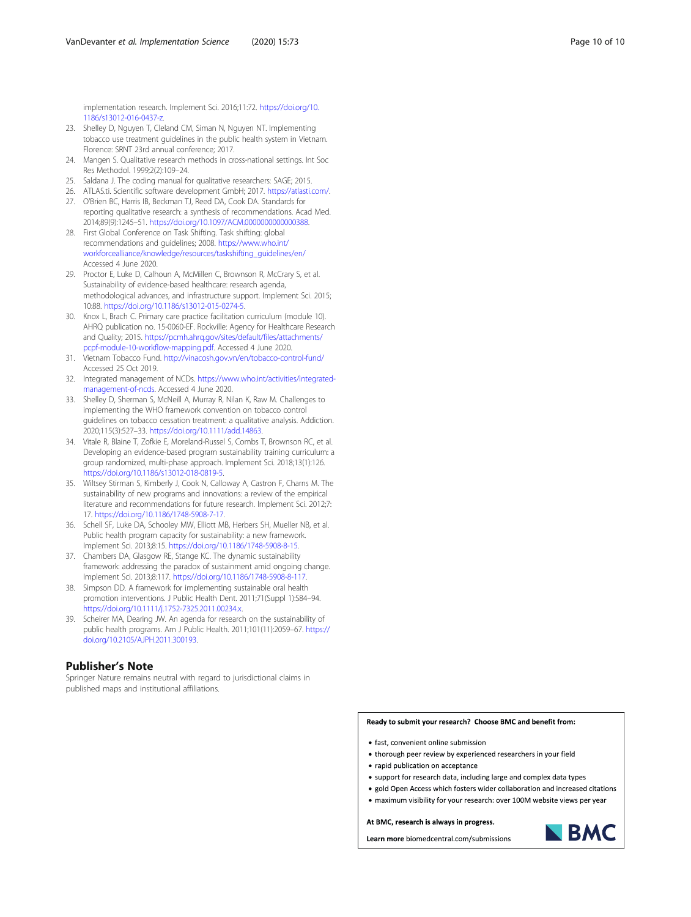implementation research. Implement Sci. 2016;11:72. https://doi.org/10.1186/s13012-016-0437-z.

23. Shelley D, Nguyen T, Cleland CM, Siman N, Nguyen NT. Implementing tobacco use treatment guidelines in the public health system in Vietnam. Florence: SRNT 23rd annual conference; 2017.
24. Mangen S. Qualitative research methods in cross-national settings. Int Soc Res Methodol. 1999;2(2):109–24.
25. Saldana J. The coding manual for qualitative researchers: SAGE; 2015.
26. ATLAS.ti. Scientific software development GmbH; 2017. https://atlasti.com/.
27. O'Brien BC, Harris IB, Beckman TJ, Reed DA, Cook DA. Standards for reporting qualitative research: a synthesis of recommendations. Acad Med. 2014;89(9):1245–51. https://doi.org/10.1097/ACM.0000000000000388.
28. First Global Conference on Task Shifting. Task shifting: global recommendations and guidelines; 2008. https://www.who.int/workforcealliance/knowledge/resources/taskshifting_guidelines/en/ Accessed 4 June 2020.
29. Proctor E, Luke D, Calhoun A, McMillen C, Brownson R, McCrary S, et al. Sustainability of evidence-based healthcare: research agenda, methodological advances, and infrastructure support. Implement Sci. 2015; 10:88. https://doi.org/10.1186/s13012-015-0274-5.
30. Knox L, Brach C. Primary care practice facilitation curriculum (module 10). AHRQ publication no. 15-0060-EF. Rockville: Agency for Healthcare Research and Quality; 2015. https://pcmh.ahrq.gov/sites/default/files/attachments/pcpf-module-10-workflow-mapping.pdf. Accessed 4 June 2020.
31. Vietnam Tobacco Fund. http://vinacosh.gov.vn/en/tobacco-control-fund/ Accessed 25 Oct 2019.
32. Integrated management of NCDs. https://www.who.int/activities/integrated-management-of-ncds. Accessed 4 June 2020.
33. Shelley D, Sherman S, McNeill A, Murray R, Nilan K, Raw M. Challenges to implementing the WHO framework convention on tobacco control guidelines on tobacco cessation treatment: a qualitative analysis. Addiction. 2020;115(3):527–33. https://doi.org/10.1111/add.14863.
34. Vitale R, Blaine T, Zofkie E, Moreland-Russel S, Combs T, Brownson RC, et al. Developing an evidence-based program sustainability training curriculum: a group randomized, multi-phase approach. Implement Sci. 2018;13(1):126. https://doi.org/10.1186/s13012-018-0819-5.
35. Wiltsey Stirman S, Kimberly J, Cook N, Calloway A, Castron F, Charns M. The sustainability of new programs and innovations: a review of the empirical literature and recommendations for future research. Implement Sci. 2012;7: 17. https://doi.org/10.1186/1748-5908-7-17.
36. Schell SF, Luke DA, Schooley MW, Elliott MB, Herbers SH, Mueller NB, et al. Public health program capacity for sustainability: a new framework. Implement Sci. 2013;8:15. https://doi.org/10.1186/1748-5908-8-15.
37. Chambers DA, Glasgow RE, Stange KC. The dynamic sustainability framework: addressing the paradox of sustainment amid ongoing change. Implement Sci. 2013;8:117. https://doi.org/10.1186/1748-5908-8-117.
38. Simpson DD. A framework for implementing sustainable oral health promotion interventions. J Public Health Dent. 2011;71(Suppl 1):S84–94. https://doi.org/10.1111/j.1752-7325.2011.00234.x.
39. Scheirer MA, Dearing JW. An agenda for research on the sustainability of public health programs. Am J Public Health. 2011;101(11):2059–67. https://doi.org/10.2105/AJPH.2011.300193.

## Publisher's Note

Springer Nature remains neutral with regard to jurisdictional claims in published maps and institutional affiliations.

**Ready to submit your research? Choose BMC and benefit from:**

- fast, convenient online submission
- thorough peer review by experienced researchers in your field
- rapid publication on acceptance
- support for research data, including large and complex data types
- gold Open Access which fosters wider collaboration and increased citations
- maximum visibility for your research: over 100M website views per year

**At BMC, research is always in progress.**

**Learn more** biomedcentral.com/submissions

BMC